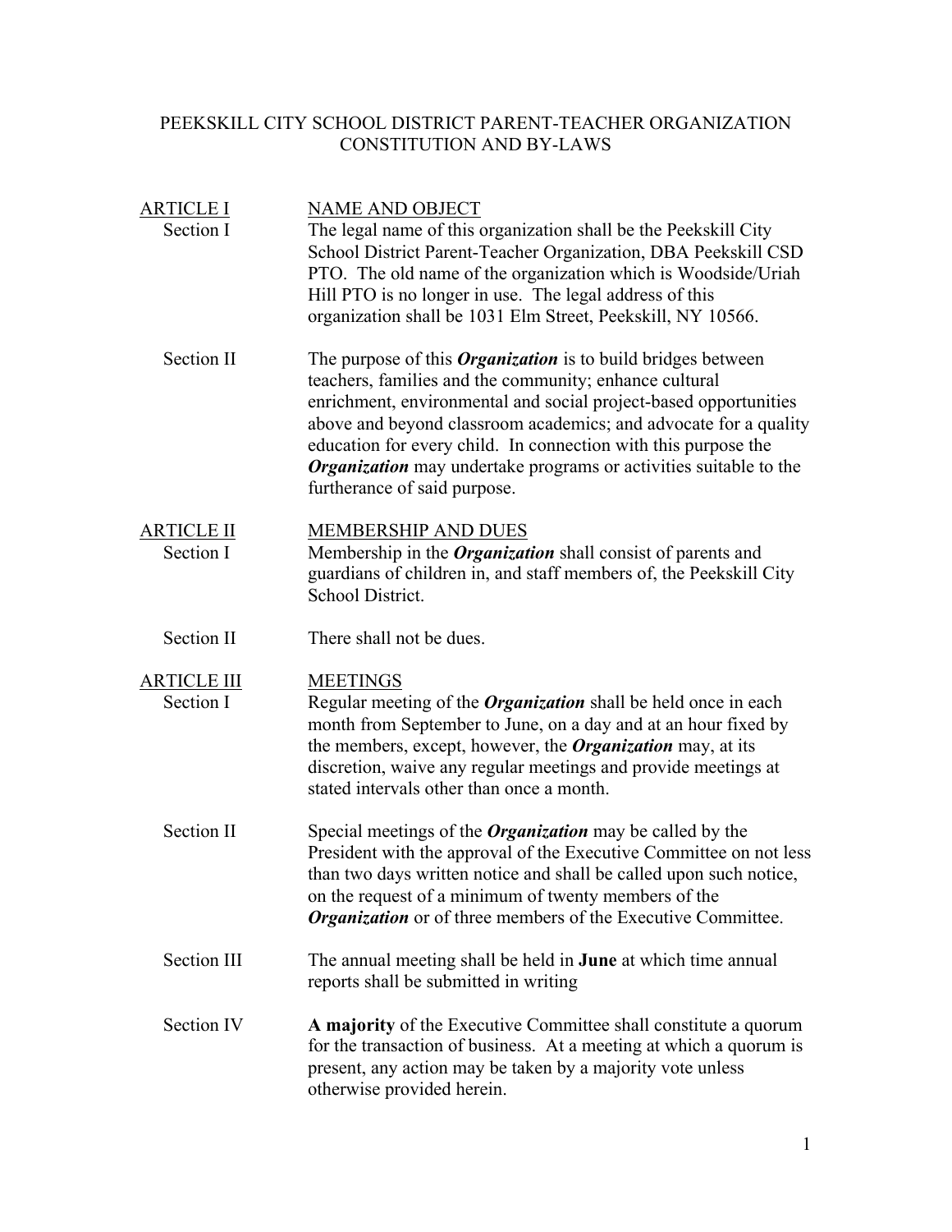# PEEKSKILL CITY SCHOOL DISTRICT PARENT-TEACHER ORGANIZATION CONSTITUTION AND BY-LAWS

## ARTICLE I — NAME AND OBJECT

**Section I**
The legal name of this organization shall be the Peekskill City School District Parent-Teacher Organization, DBA Peekskill CSD PTO. The old name of the organization which is Woodside/Uriah Hill PTO is no longer in use. The legal address of this organization shall be 1031 Elm Street, Peekskill, NY 10566.

**Section II**
The purpose of this ***Organization*** is to build bridges between teachers, families and the community; enhance cultural enrichment, environmental and social project-based opportunities above and beyond classroom academics; and advocate for a quality education for every child. In connection with this purpose the ***Organization*** may undertake programs or activities suitable to the furtherance of said purpose.

## ARTICLE II — MEMBERSHIP AND DUES

**Section I**
Membership in the ***Organization*** shall consist of parents and guardians of children in, and staff members of, the Peekskill City School District.

**Section II**
There shall not be dues.

## ARTICLE III — MEETINGS

**Section I**
Regular meeting of the ***Organization*** shall be held once in each month from September to June, on a day and at an hour fixed by the members, except, however, the ***Organization*** may, at its discretion, waive any regular meetings and provide meetings at stated intervals other than once a month.

**Section II**
Special meetings of the ***Organization*** may be called by the President with the approval of the Executive Committee on not less than two days written notice and shall be called upon such notice, on the request of a minimum of twenty members of the ***Organization*** or of three members of the Executive Committee.

**Section III**
The annual meeting shall be held in **June** at which time annual reports shall be submitted in writing

**Section IV**
**A majority** of the Executive Committee shall constitute a quorum for the transaction of business. At a meeting at which a quorum is present, any action may be taken by a majority vote unless otherwise provided herein.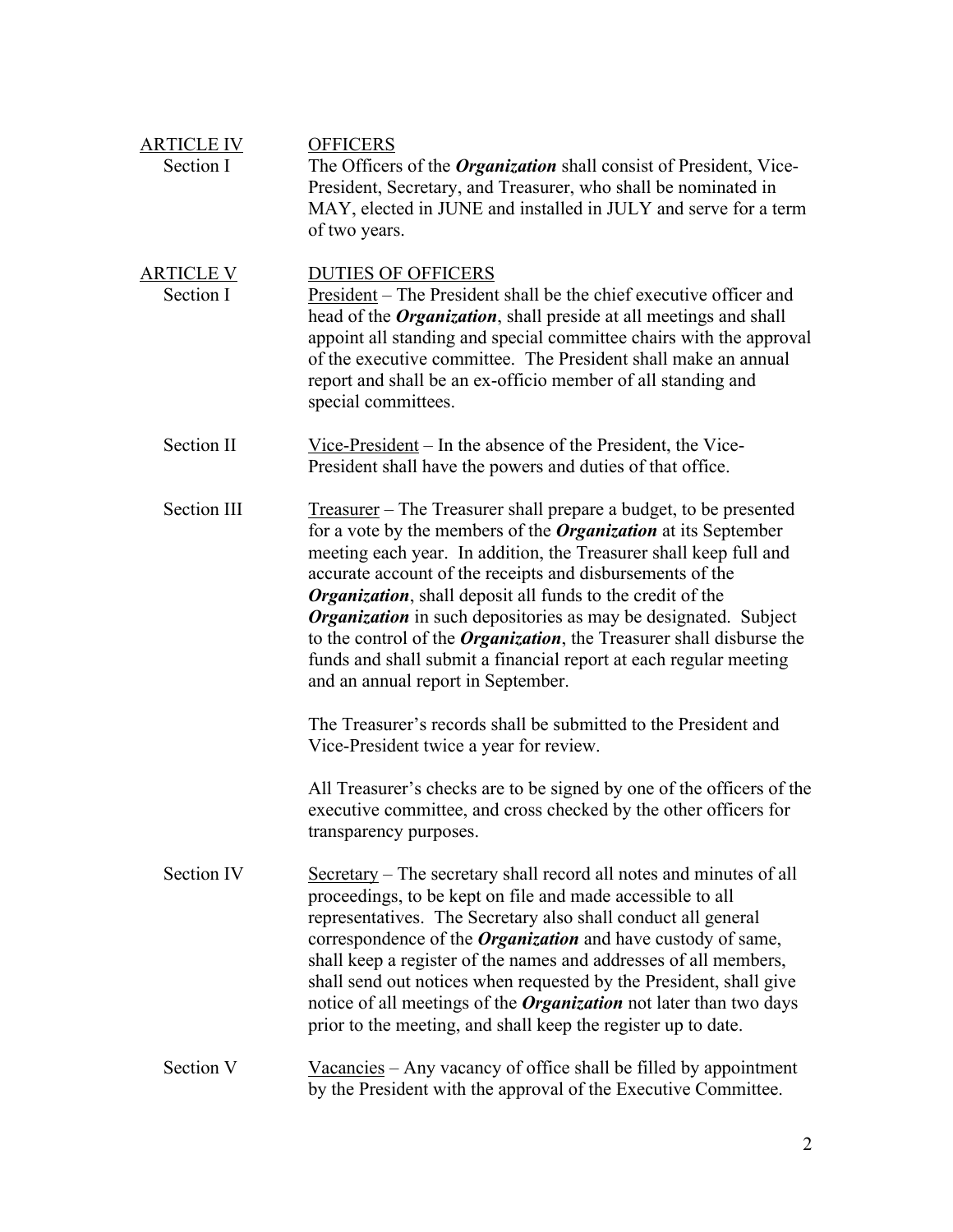## ARTICLE IV — OFFICERS

**Section I** — The Officers of the ***Organization*** shall consist of President, Vice-President, Secretary, and Treasurer, who shall be nominated in MAY, elected in JUNE and installed in JULY and serve for a term of two years.

## ARTICLE V — DUTIES OF OFFICERS

**Section I** — President – The President shall be the chief executive officer and head of the ***Organization***, shall preside at all meetings and shall appoint all standing and special committee chairs with the approval of the executive committee. The President shall make an annual report and shall be an ex-officio member of all standing and special committees.

**Section II** — Vice-President – In the absence of the President, the Vice-President shall have the powers and duties of that office.

**Section III** — Treasurer – The Treasurer shall prepare a budget, to be presented for a vote by the members of the ***Organization*** at its September meeting each year. In addition, the Treasurer shall keep full and accurate account of the receipts and disbursements of the ***Organization***, shall deposit all funds to the credit of the ***Organization*** in such depositories as may be designated. Subject to the control of the ***Organization***, the Treasurer shall disburse the funds and shall submit a financial report at each regular meeting and an annual report in September.

The Treasurer's records shall be submitted to the President and Vice-President twice a year for review.

All Treasurer's checks are to be signed by one of the officers of the executive committee, and cross checked by the other officers for transparency purposes.

**Section IV** — Secretary – The secretary shall record all notes and minutes of all proceedings, to be kept on file and made accessible to all representatives. The Secretary also shall conduct all general correspondence of the ***Organization*** and have custody of same, shall keep a register of the names and addresses of all members, shall send out notices when requested by the President, shall give notice of all meetings of the ***Organization*** not later than two days prior to the meeting, and shall keep the register up to date.

**Section V** — Vacancies – Any vacancy of office shall be filled by appointment by the President with the approval of the Executive Committee.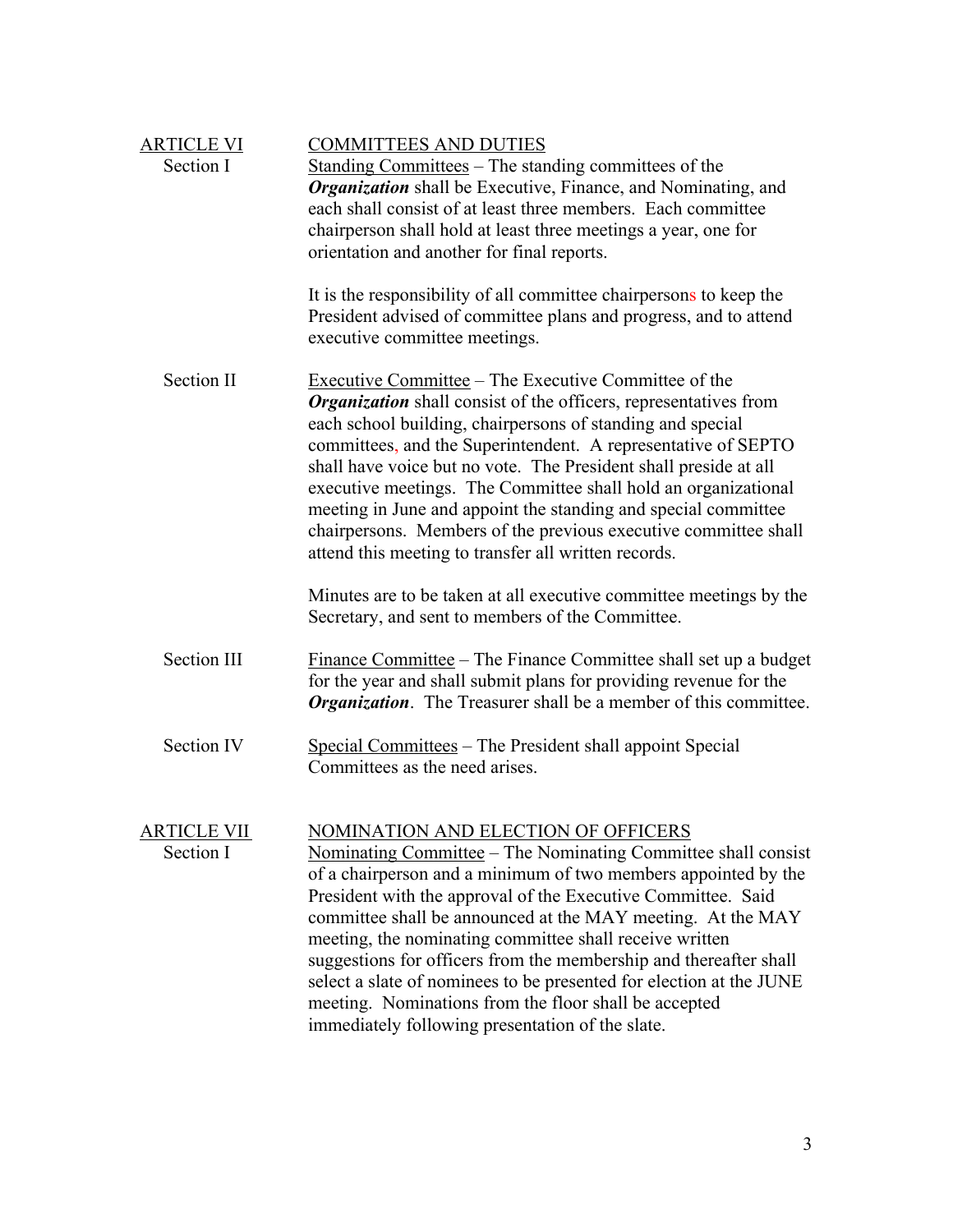## ARTICLE VI COMMITTEES AND DUTIES

**Section I** Standing Committees – The standing committees of the ***Organization*** shall be Executive, Finance, and Nominating, and each shall consist of at least three members. Each committee chairperson shall hold at least three meetings a year, one for orientation and another for final reports.

It is the responsibility of all committee chairpersons to keep the President advised of committee plans and progress, and to attend executive committee meetings.

**Section II** Executive Committee – The Executive Committee of the ***Organization*** shall consist of the officers, representatives from each school building, chairpersons of standing and special committees, and the Superintendent. A representative of SEPTO shall have voice but no vote. The President shall preside at all executive meetings. The Committee shall hold an organizational meeting in June and appoint the standing and special committee chairpersons. Members of the previous executive committee shall attend this meeting to transfer all written records.

Minutes are to be taken at all executive committee meetings by the Secretary, and sent to members of the Committee.

**Section III** Finance Committee – The Finance Committee shall set up a budget for the year and shall submit plans for providing revenue for the ***Organization***. The Treasurer shall be a member of this committee.

**Section IV** Special Committees – The President shall appoint Special Committees as the need arises.

## ARTICLE VII NOMINATION AND ELECTION OF OFFICERS

**Section I** Nominating Committee – The Nominating Committee shall consist of a chairperson and a minimum of two members appointed by the President with the approval of the Executive Committee. Said committee shall be announced at the MAY meeting. At the MAY meeting, the nominating committee shall receive written suggestions for officers from the membership and thereafter shall select a slate of nominees to be presented for election at the JUNE meeting. Nominations from the floor shall be accepted immediately following presentation of the slate.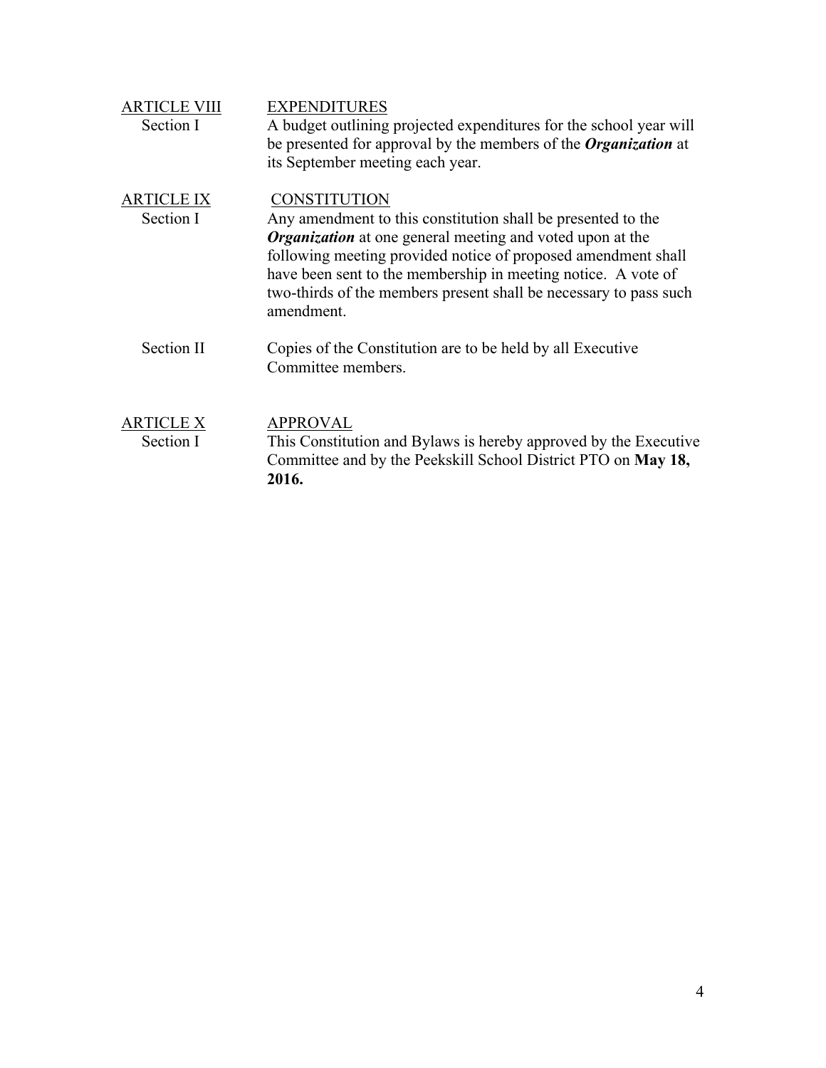## ARTICLE VIII — EXPENDITURES

**Section I**

A budget outlining projected expenditures for the school year will be presented for approval by the members of the ***Organization*** at its September meeting each year.

## ARTICLE IX — CONSTITUTION

**Section I**

Any amendment to this constitution shall be presented to the ***Organization*** at one general meeting and voted upon at the following meeting provided notice of proposed amendment shall have been sent to the membership in meeting notice. A vote of two-thirds of the members present shall be necessary to pass such amendment.

**Section II**

Copies of the Constitution are to be held by all Executive Committee members.

## ARTICLE X — APPROVAL

**Section I**

This Constitution and Bylaws is hereby approved by the Executive Committee and by the Peekskill School District PTO on **May 18, 2016.**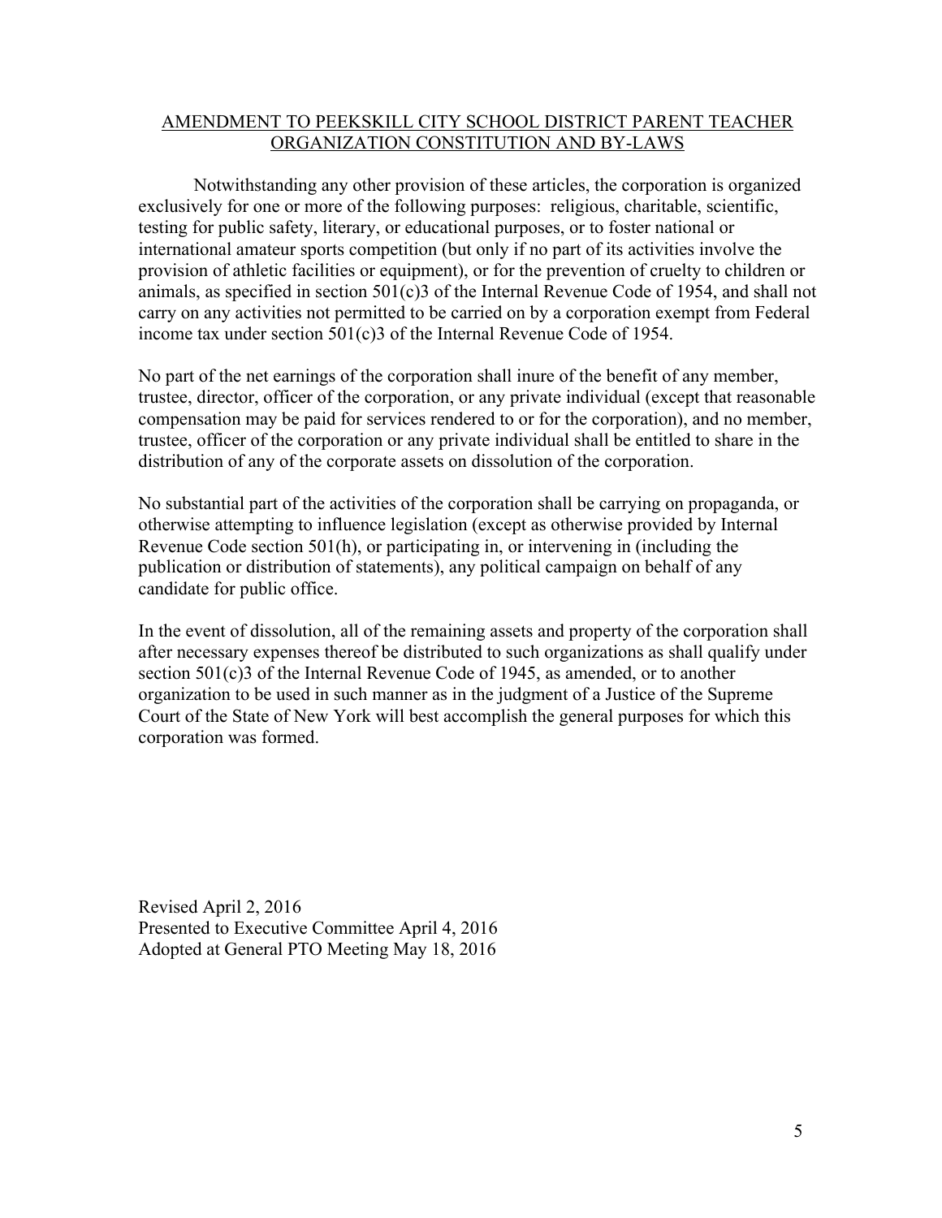## AMENDMENT TO PEEKSKILL CITY SCHOOL DISTRICT PARENT TEACHER ORGANIZATION CONSTITUTION AND BY-LAWS

Notwithstanding any other provision of these articles, the corporation is organized exclusively for one or more of the following purposes: religious, charitable, scientific, testing for public safety, literary, or educational purposes, or to foster national or international amateur sports competition (but only if no part of its activities involve the provision of athletic facilities or equipment), or for the prevention of cruelty to children or animals, as specified in section 501(c)3 of the Internal Revenue Code of 1954, and shall not carry on any activities not permitted to be carried on by a corporation exempt from Federal income tax under section 501(c)3 of the Internal Revenue Code of 1954.

No part of the net earnings of the corporation shall inure of the benefit of any member, trustee, director, officer of the corporation, or any private individual (except that reasonable compensation may be paid for services rendered to or for the corporation), and no member, trustee, officer of the corporation or any private individual shall be entitled to share in the distribution of any of the corporate assets on dissolution of the corporation.

No substantial part of the activities of the corporation shall be carrying on propaganda, or otherwise attempting to influence legislation (except as otherwise provided by Internal Revenue Code section 501(h), or participating in, or intervening in (including the publication or distribution of statements), any political campaign on behalf of any candidate for public office.

In the event of dissolution, all of the remaining assets and property of the corporation shall after necessary expenses thereof be distributed to such organizations as shall qualify under section 501(c)3 of the Internal Revenue Code of 1945, as amended, or to another organization to be used in such manner as in the judgment of a Justice of the Supreme Court of the State of New York will best accomplish the general purposes for which this corporation was formed.

Revised April 2, 2016
Presented to Executive Committee April 4, 2016
Adopted at General PTO Meeting May 18, 2016